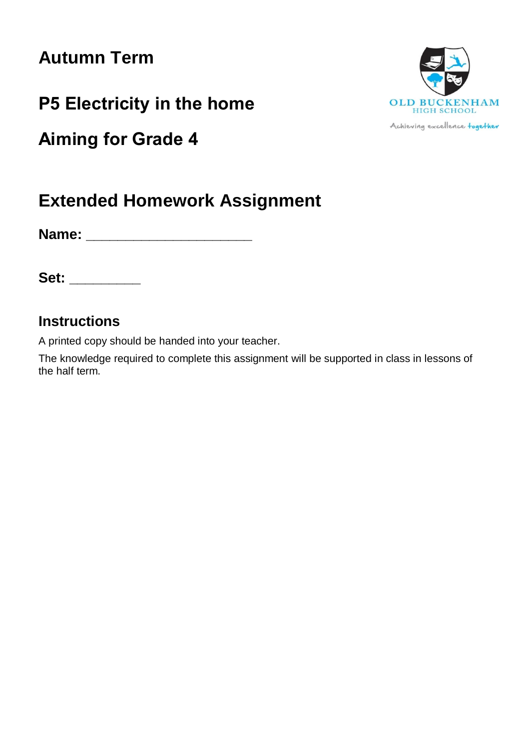# Autumn Term

# P5 Electricity in the home

# Aiming for Grade 4

OLD BUCKENHAM
HIGH SCHOOL

Achieving excellence together

## Extended Homework Assignment

**Name:** _______________________

**Set:** __________

### Instructions

A printed copy should be handed into your teacher.

The knowledge required to complete this assignment will be supported in class in lessons of the half term.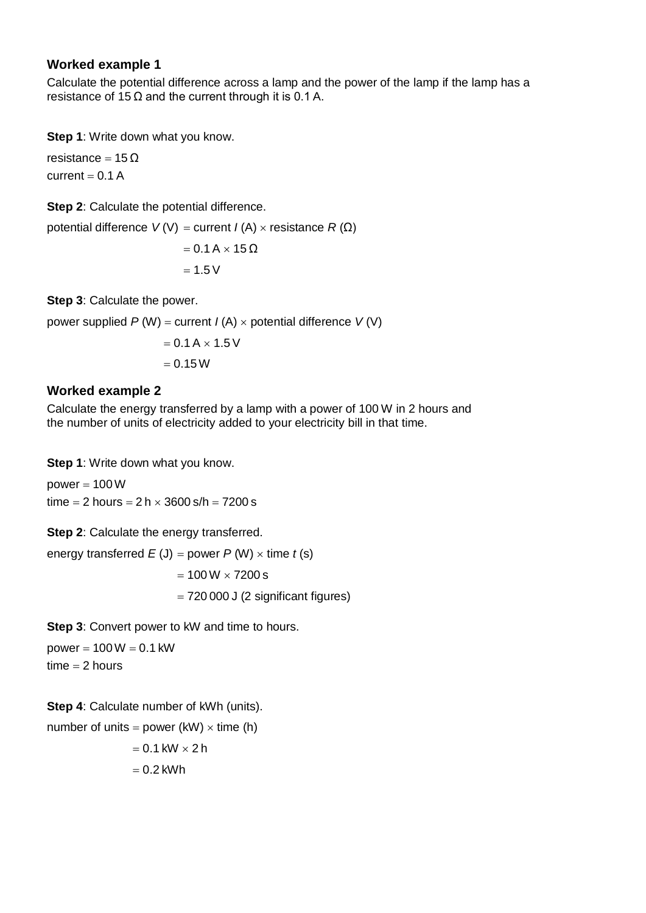### Worked example 1

Calculate the potential difference across a lamp and the power of the lamp if the lamp has a resistance of 15 Ω and the current through it is 0.1 A.

**Step 1**: Write down what you know.

resistance = 15 Ω
current = 0.1 A

**Step 2**: Calculate the potential difference.

potential difference $V$ (V) = current $I$ (A) × resistance $R$ (Ω)

= 0.1 A × 15 Ω

= 1.5 V

**Step 3**: Calculate the power.

power supplied $P$ (W) = current $I$ (A) × potential difference $V$ (V)

= 0.1 A × 1.5 V

= 0.15 W

### Worked example 2

Calculate the energy transferred by a lamp with a power of 100 W in 2 hours and the number of units of electricity added to your electricity bill in that time.

**Step 1**: Write down what you know.

power = 100 W
time = 2 hours = 2 h × 3600 s/h = 7200 s

**Step 2**: Calculate the energy transferred.

energy transferred $E$ (J) = power $P$ (W) × time $t$ (s)

= 100 W × 7200 s

= 720 000 J (2 significant figures)

**Step 3**: Convert power to kW and time to hours.

power = 100 W = 0.1 kW
time = 2 hours

**Step 4**: Calculate number of kWh (units).

number of units = power (kW) × time (h)

= 0.1 kW × 2 h

= 0.2 kWh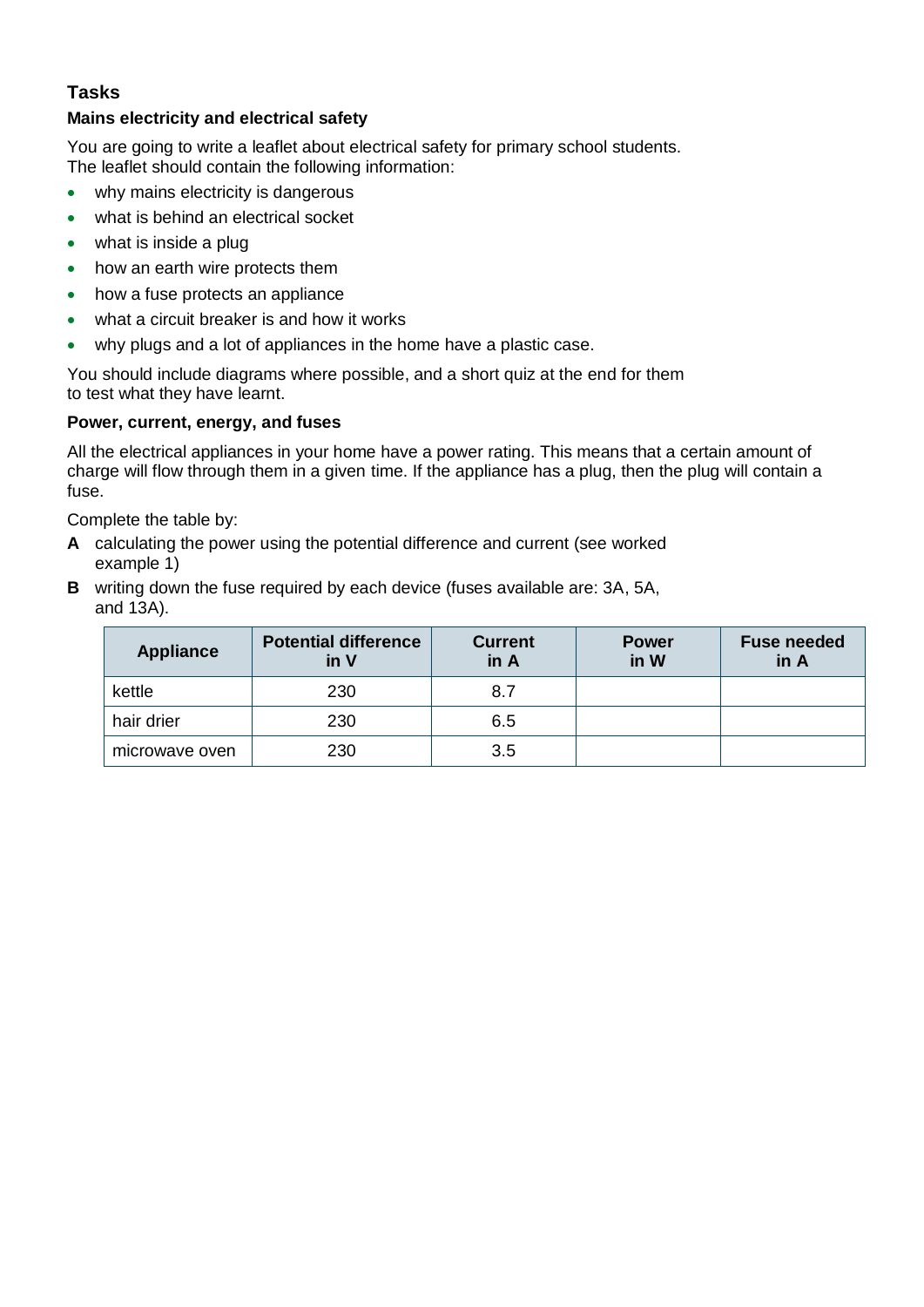## Tasks

### Mains electricity and electrical safety

You are going to write a leaflet about electrical safety for primary school students. The leaflet should contain the following information:

- why mains electricity is dangerous
- what is behind an electrical socket
- what is inside a plug
- how an earth wire protects them
- how a fuse protects an appliance
- what a circuit breaker is and how it works
- why plugs and a lot of appliances in the home have a plastic case.

You should include diagrams where possible, and a short quiz at the end for them to test what they have learnt.

### Power, current, energy, and fuses

All the electrical appliances in your home have a power rating. This means that a certain amount of charge will flow through them in a given time. If the appliance has a plug, then the plug will contain a fuse.

Complete the table by:

**A** calculating the power using the potential difference and current (see worked example 1)

**B** writing down the fuse required by each device (fuses available are: 3A, 5A, and 13A).

| Appliance | Potential difference in V | Current in A | Power in W | Fuse needed in A |
|---|---|---|---|---|
| kettle | 230 | 8.7 | | |
| hair drier | 230 | 6.5 | | |
| microwave oven | 230 | 3.5 | | |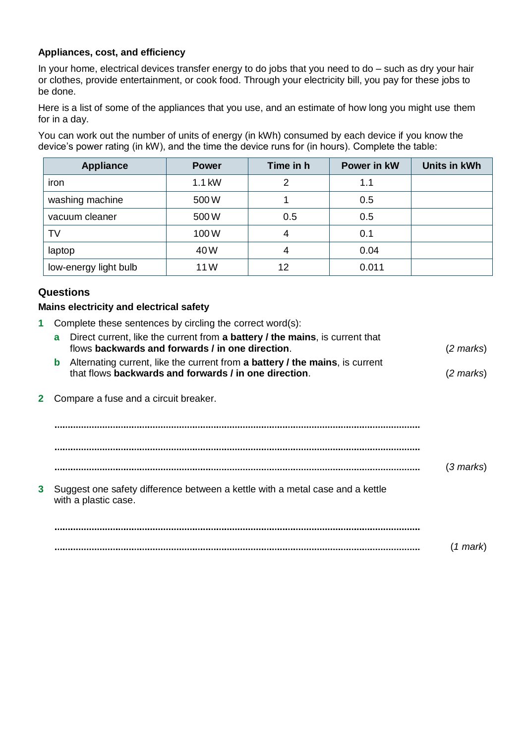**Appliances, cost, and efficiency**

In your home, electrical devices transfer energy to do jobs that you need to do – such as dry your hair or clothes, provide entertainment, or cook food. Through your electricity bill, you pay for these jobs to be done.

Here is a list of some of the appliances that you use, and an estimate of how long you might use them for in a day.

You can work out the number of units of energy (in kWh) consumed by each device if you know the device's power rating (in kW), and the time the device runs for (in hours). Complete the table:

| Appliance | Power | Time in h | Power in kW | Units in kWh |
|---|---|---|---|---|
| iron | 1.1 kW | 2 | 1.1 | |
| washing machine | 500 W | 1 | 0.5 | |
| vacuum cleaner | 500 W | 0.5 | 0.5 | |
| TV | 100 W | 4 | 0.1 | |
| laptop | 40 W | 4 | 0.04 | |
| low-energy light bulb | 11 W | 12 | 0.011 | |

## Questions

### Mains electricity and electrical safety

**1** Complete these sentences by circling the correct word(s):

**a** Direct current, like the current from **a battery / the mains**, is current that flows **backwards and forwards / in one direction**. (*2 marks*)

**b** Alternating current, like the current from **a battery / the mains**, is current that flows **backwards and forwards / in one direction**. (*2 marks*)

**2** Compare a fuse and a circuit breaker.

.......................................................................................................................................

.......................................................................................................................................

....................................................................................................................................... (*3 marks*)

**3** Suggest one safety difference between a kettle with a metal case and a kettle with a plastic case.

.......................................................................................................................................

....................................................................................................................................... (*1 mark*)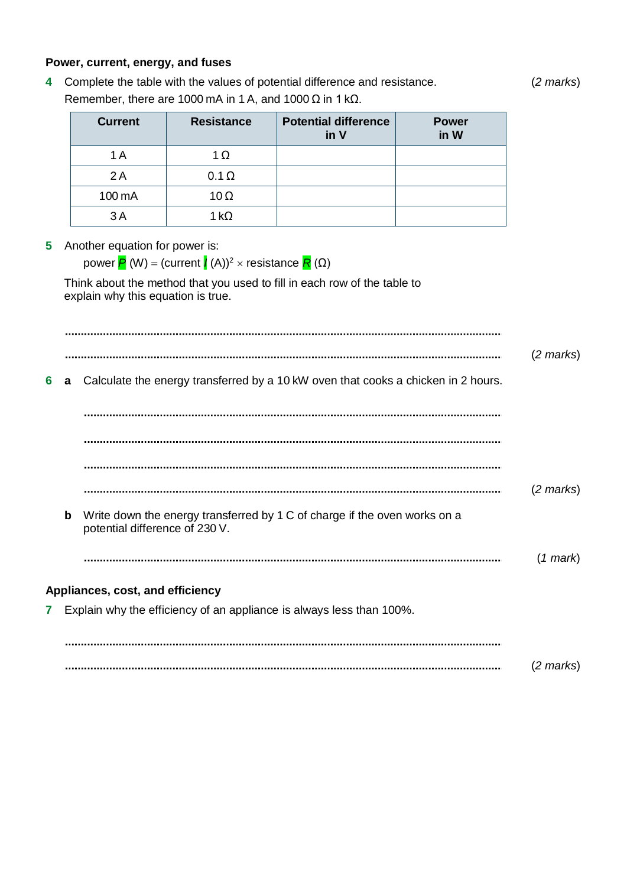### Power, current, energy, and fuses

**4** Complete the table with the values of potential difference and resistance. (*2 marks*)
Remember, there are 1000 mA in 1 A, and 1000 Ω in 1 kΩ.

| Current | Resistance | Potential difference in V | Power in W |
|---|---|---|---|
| 1 A | 1 Ω | | |
| 2 A | 0.1 Ω | | |
| 100 mA | 10 Ω | | |
| 3 A | 1 kΩ | | |

**5** Another equation for power is:

power $P$ (W) = (current $I$ (A))$^2$ × resistance $R$ (Ω)

Think about the method that you used to fill in each row of the table to explain why this equation is true.

........................................................................................................................................

........................................................................................................................................ (*2 marks*)

**6** **a** Calculate the energy transferred by a 10 kW oven that cooks a chicken in 2 hours.

........................................................................................................................................

........................................................................................................................................

........................................................................................................................................

........................................................................................................................................ (*2 marks*)

**b** Write down the energy transferred by 1 C of charge if the oven works on a potential difference of 230 V.

........................................................................................................................................ (*1 mark*)

### Appliances, cost, and efficiency

**7** Explain why the efficiency of an appliance is always less than 100%.

........................................................................................................................................

........................................................................................................................................ (*2 marks*)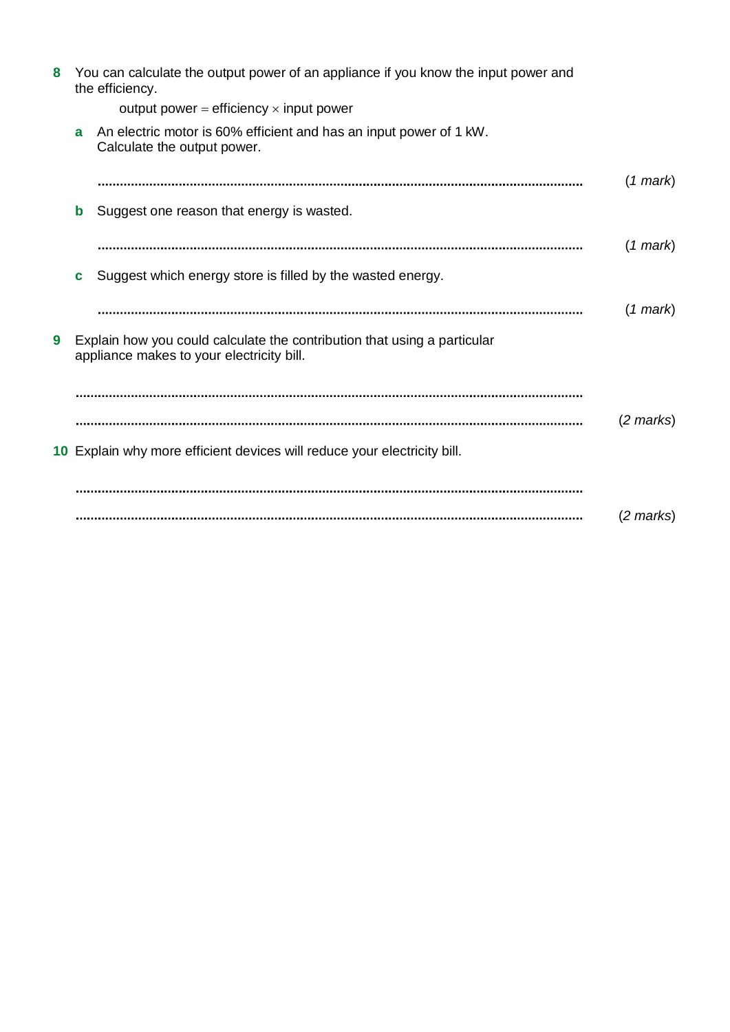**8** You can calculate the output power of an appliance if you know the input power and the efficiency.

output power = efficiency × input power

**a** An electric motor is 60% efficient and has an input power of 1 kW. Calculate the output power.

.................................................................................................................................... (*1 mark*)

**b** Suggest one reason that energy is wasted.

.................................................................................................................................... (*1 mark*)

**c** Suggest which energy store is filled by the wasted energy.

.................................................................................................................................... (*1 mark*)

**9** Explain how you could calculate the contribution that using a particular appliance makes to your electricity bill.

....................................................................................................................................

.................................................................................................................................... (*2 marks*)

**10** Explain why more efficient devices will reduce your electricity bill.

....................................................................................................................................

.................................................................................................................................... (*2 marks*)